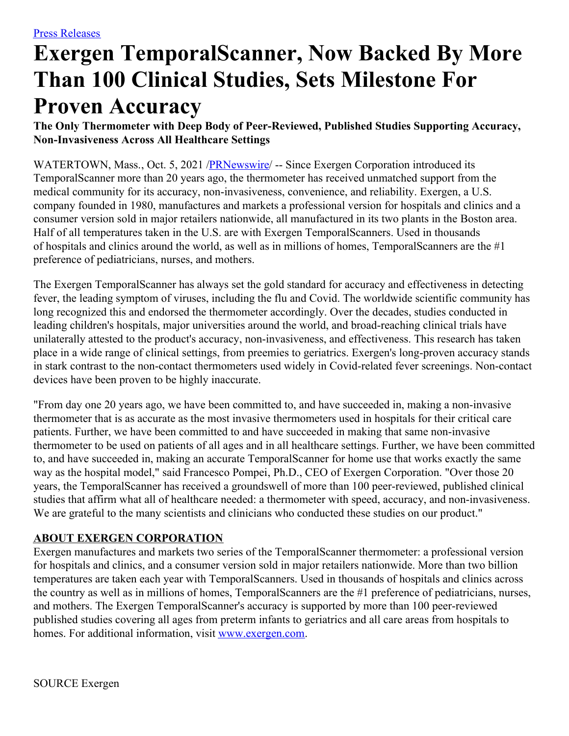[Press Releases](#)

# Exergen TemporalScanner, Now Backed By More Than 100 Clinical Studies, Sets Milestone For Proven Accuracy

**The Only Thermometer with Deep Body of Peer-Reviewed, Published Studies Supporting Accuracy, Non-Invasiveness Across All Healthcare Settings**

WATERTOWN, Mass., Oct. 5, 2021 /[PRNewswire](#)/ -- Since Exergen Corporation introduced its TemporalScanner more than 20 years ago, the thermometer has received unmatched support from the medical community for its accuracy, non-invasiveness, convenience, and reliability. Exergen, a U.S. company founded in 1980, manufactures and markets a professional version for hospitals and clinics and a consumer version sold in major retailers nationwide, all manufactured in its two plants in the Boston area. Half of all temperatures taken in the U.S. are with Exergen TemporalScanners. Used in thousands of hospitals and clinics around the world, as well as in millions of homes, TemporalScanners are the #1 preference of pediatricians, nurses, and mothers.

The Exergen TemporalScanner has always set the gold standard for accuracy and effectiveness in detecting fever, the leading symptom of viruses, including the flu and Covid. The worldwide scientific community has long recognized this and endorsed the thermometer accordingly. Over the decades, studies conducted in leading children's hospitals, major universities around the world, and broad-reaching clinical trials have unilaterally attested to the product's accuracy, non-invasiveness, and effectiveness. This research has taken place in a wide range of clinical settings, from preemies to geriatrics. Exergen's long-proven accuracy stands in stark contrast to the non-contact thermometers used widely in Covid-related fever screenings. Non-contact devices have been proven to be highly inaccurate.

"From day one 20 years ago, we have been committed to, and have succeeded in, making a non-invasive thermometer that is as accurate as the most invasive thermometers used in hospitals for their critical care patients. Further, we have been committed to and have succeeded in making that same non-invasive thermometer to be used on patients of all ages and in all healthcare settings. Further, we have been committed to, and have succeeded in, making an accurate TemporalScanner for home use that works exactly the same way as the hospital model," said Francesco Pompei, Ph.D., CEO of Exergen Corporation. "Over those 20 years, the TemporalScanner has received a groundswell of more than 100 peer-reviewed, published clinical studies that affirm what all of healthcare needed: a thermometer with speed, accuracy, and non-invasiveness. We are grateful to the many scientists and clinicians who conducted these studies on our product."

## ABOUT EXERGEN CORPORATION

Exergen manufactures and markets two series of the TemporalScanner thermometer: a professional version for hospitals and clinics, and a consumer version sold in major retailers nationwide. More than two billion temperatures are taken each year with TemporalScanners. Used in thousands of hospitals and clinics across the country as well as in millions of homes, TemporalScanners are the #1 preference of pediatricians, nurses, and mothers. The Exergen TemporalScanner's accuracy is supported by more than 100 peer-reviewed published studies covering all ages from preterm infants to geriatrics and all care areas from hospitals to homes. For additional information, visit [www.exergen.com](#).

SOURCE Exergen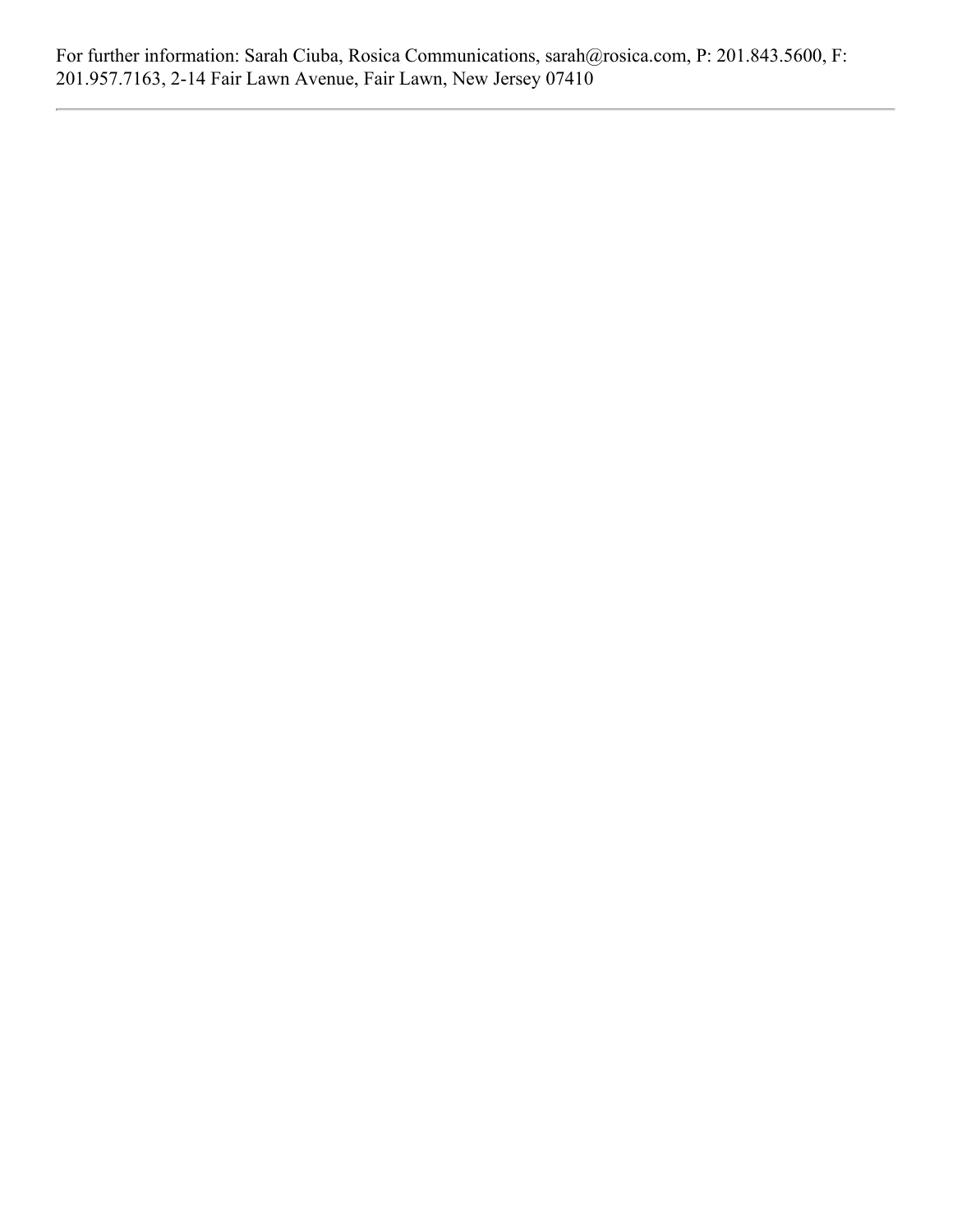For further information: Sarah Ciuba, Rosica Communications, sarah@rosica.com, P: 201.843.5600, F: 201.957.7163, 2-14 Fair Lawn Avenue, Fair Lawn, New Jersey 07410

---